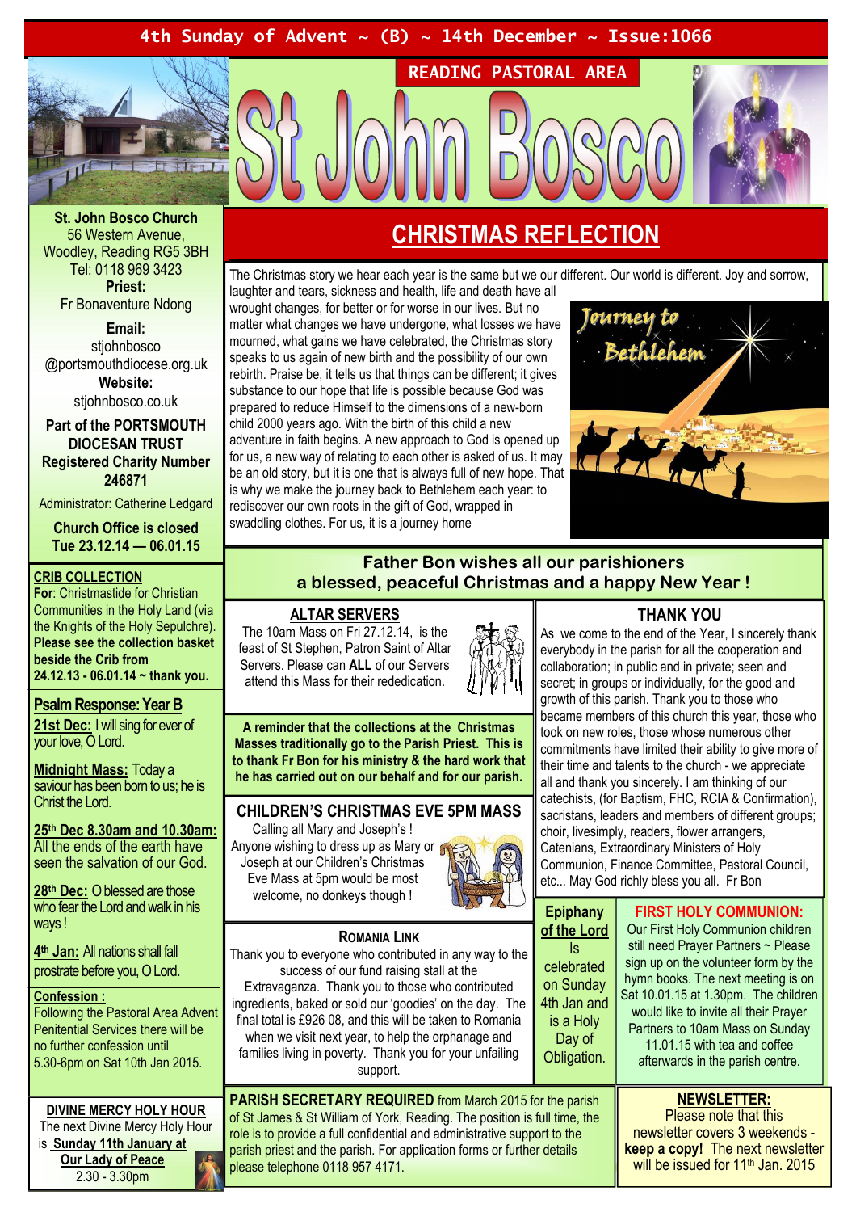4th Sunday of Advent ~ (B) ~ 14th December ~ Issue:1066

READING PASTORAL AREA

# St John Bosco

**St. John Bosco Church**
56 Western Avenue,
Woodley, Reading RG5 3BH
Tel: 0118 969 3423

**Priest:**
Fr Bonaventure Ndong

**Email:**
stjohnbosco
@portsmouthdiocese.org.uk

**Website:**
stjohnbosco.co.uk

**Part of the PORTSMOUTH DIOCESAN TRUST Registered Charity Number 246871**

Administrator: Catherine Ledgard

**Church Office is closed Tue 23.12.14 — 06.01.15**

## CHRISTMAS REFLECTION

The Christmas story we hear each year is the same but we our different. Our world is different. Joy and sorrow, laughter and tears, sickness and health, life and death have all wrought changes, for better or for worse in our lives. But no matter what changes we have undergone, what losses we have mourned, what gains we have celebrated, the Christmas story speaks to us again of new birth and the possibility of our own rebirth. Praise be, it tells us that things can be different; it gives substance to our hope that life is possible because God was prepared to reduce Himself to the dimensions of a new-born child 2000 years ago. With the birth of this child a new adventure in faith begins. A new approach to God is opened up for us, a new way of relating to each other is asked of us. It may be an old story, but it is one that is always full of new hope. That is why we make the journey back to Bethlehem each year: to rediscover our own roots in the gift of God, wrapped in swaddling clothes. For us, it is a journey home

Journey to Bethlehem

**Father Bon wishes all our parishioners a blessed, peaceful Christmas and a happy New Year !**

### CRIB COLLECTION

**For**: Christmastide for Christian Communities in the Holy Land (via the Knights of the Holy Sepulchre). **Please see the collection basket beside the Crib from 24.12.13 - 06.01.14 ~ thank you.**

### Psalm Response: Year B

**21st Dec:** I will sing for ever of your love, O Lord.

**Midnight Mass:** Today a saviour has been born to us; he is Christ the Lord.

**25th Dec 8.30am and 10.30am:** All the ends of the earth have seen the salvation of our God.

**28th Dec:** O blessed are those who fear the Lord and walk in his ways !

**4th Jan:** All nations shall fall prostrate before you, O Lord.

### Confession :

Following the Pastoral Area Advent Penitential Services there will be no further confession until 5.30-6pm on Sat 10th Jan 2015.

### DIVINE MERCY HOLY HOUR

The next Divine Mercy Holy Hour is **Sunday 11th January at Our Lady of Peace**
2.30 - 3.30pm

### ALTAR SERVERS

The 10am Mass on Fri 27.12.14, is the feast of St Stephen, Patron Saint of Altar Servers. Please can **ALL** of our Servers attend this Mass for their rededication.

**A reminder that the collections at the Christmas Masses traditionally go to the Parish Priest. This is to thank Fr Bon for his ministry & the hard work that he has carried out on our behalf and for our parish.**

### CHILDREN'S CHRISTMAS EVE 5PM MASS

Calling all Mary and Joseph's !
Anyone wishing to dress up as Mary or Joseph at our Children's Christmas Eve Mass at 5pm would be most welcome, no donkeys though !

### ROMANIA LINK

Thank you to everyone who contributed in any way to the success of our fund raising stall at the Extravaganza. Thank you to those who contributed ingredients, baked or sold our 'goodies' on the day. The final total is £926 08, and this will be taken to Romania when we visit next year, to help the orphanage and families living in poverty. Thank you for your unfailing support.

### THANK YOU

As we come to the end of the Year, I sincerely thank everybody in the parish for all the cooperation and collaboration; in public and in private; seen and secret; in groups or individually, for the good and growth of this parish. Thank you to those who became members of this church this year, those who took on new roles, those whose numerous other commitments have limited their ability to give more of their time and talents to the church - we appreciate all and thank you sincerely. I am thinking of our catechists, (for Baptism, FHC, RCIA & Confirmation), sacristans, leaders and members of different groups; choir, livesimply, readers, flower arrangers, Catenians, Finance Committee, Pastoral Council, Extraordinary Ministers of Holy Communion, etc... May God richly bless you all. Fr Bon

**Epiphany of the Lord** Is celebrated on Sunday 4th Jan and is a Holy Day of Obligation.

### FIRST HOLY COMMUNION:

Our First Holy Communion children still need Prayer Partners ~ Please sign up on the volunteer form by the hymn books. The next meeting is on Sat 10.01.15 at 1.30pm. The children would like to invite all their Prayer Partners to 10am Mass on Sunday 11.01.15 with tea and coffee afterwards in the parish centre.

**PARISH SECRETARY REQUIRED** from March 2015 for the parish of St James & St William of York, Reading. The position is full time, the role is to provide a full confidential and administrative support to the parish priest and the parish. For application forms or further details please telephone 0118 957 4171.

### NEWSLETTER:

Please note that this newsletter covers 3 weekends - **keep a copy!** The next newsletter will be issued for 11th Jan. 2015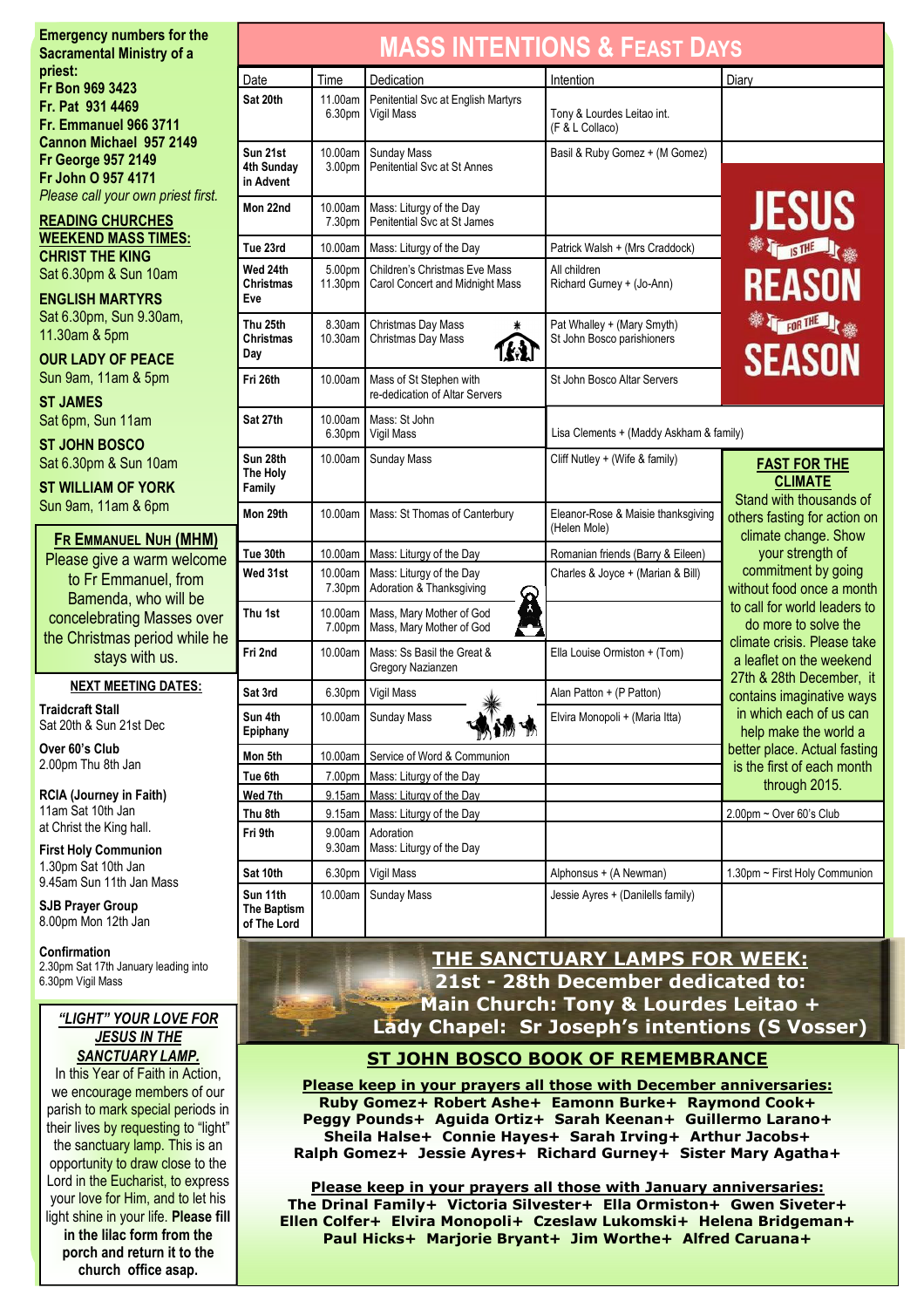**Emergency numbers for the Sacramental Ministry of a priest:**
**Fr Bon 969 3423**
**Fr. Pat 931 4469**
**Fr. Emmanuel 966 3711**
**Cannon Michael 957 2149**
**Fr George 957 2149**
**Fr John O 957 4171**
*Please call your own priest first.*

**READING CHURCHES WEEKEND MASS TIMES:**

**CHRIST THE KING**
Sat 6.30pm & Sun 10am

**ENGLISH MARTYRS**
Sat 6.30pm, Sun 9.30am, 11.30am & 5pm

**OUR LADY OF PEACE**
Sun 9am, 11am & 5pm

**ST JAMES**
Sat 6pm, Sun 11am

**ST JOHN BOSCO**
Sat 6.30pm & Sun 10am

**ST WILLIAM OF YORK**
Sun 9am, 11am & 6pm

**FR EMMANUEL NUH (MHM)**
Please give a warm welcome to Fr Emmanuel, from Bamenda, who will be concelebrating Masses over the Christmas period while he stays with us.

**NEXT MEETING DATES:**

**Traidcraft Stall**
Sat 20th & Sun 21st Dec

**Over 60's Club**
2.00pm Thu 8th Jan

**RCIA (Journey in Faith)**
11am Sat 10th Jan
at Christ the King hall.

**First Holy Communion**
1.30pm Sat 10th Jan
9.45am Sun 11th Jan Mass

**SJB Prayer Group**
8.00pm Mon 12th Jan

**Confirmation**
2.30pm Sat 17th January leading into 6.30pm Vigil Mass

***"LIGHT" YOUR LOVE FOR JESUS IN THE SANCTUARY LAMP.***
In this Year of Faith in Action, we encourage members of our parish to mark special periods in their lives by requesting to "light" the sanctuary lamp. This is an opportunity to draw close to the Lord in the Eucharist, to express your love for Him, and to let his light shine in your life. **Please fill in the lilac form from the porch and return it to the church office asap.**

# MASS INTENTIONS & FEAST DAYS

| Date | Time | Dedication | Intention | Diary |
|---|---|---|---|---|
| **Sat 20th** | 11.00am<br>6.30pm | Penitential Svc at English Martyrs<br>Vigil Mass | Tony & Lourdes Leitao int. (F & L Collaco) | |
| **Sun 21st 4th Sunday in Advent** | 10.00am<br>3.00pm | Sunday Mass<br>Penitential Svc at St Annes | Basil & Ruby Gomez + (M Gomez) | |
| **Mon 22nd** | 10.00am<br>7.30pm | Mass: Liturgy of the Day<br>Penitential Svc at St James | | JESUS IS THE REASON FOR THE SEASON |
| **Tue 23rd** | 10.00am | Mass: Liturgy of the Day | Patrick Walsh + (Mrs Craddock) | |
| **Wed 24th Christmas Eve** | 5.00pm<br>11.30pm | Children's Christmas Eve Mass<br>Carol Concert and Midnight Mass | All children<br>Richard Gurney + (Jo-Ann) | |
| **Thu 25th Christmas Day** | 8.30am<br>10.30am | Christmas Day Mass<br>Christmas Day Mass | Pat Whalley + (Mary Smyth)<br>St John Bosco parishioners | |
| **Fri 26th** | 10.00am | Mass of St Stephen with re-dedication of Altar Servers | St John Bosco Altar Servers | |
| **Sat 27th** | 10.00am<br>6.30pm | Mass: St John<br>Vigil Mass | Lisa Clements + (Maddy Askham & family) | |
| **Sun 28th The Holy Family** | 10.00am | Sunday Mass | Cliff Nutley + (Wife & family) | **FAST FOR THE CLIMATE**<br>Stand with thousands of others fasting for action on climate change. Show your strength of commitment by going without food once a month to call for world leaders to do more to solve the climate crisis. Please take a leaflet on the weekend 27th & 28th December, it contains imaginative ways in which each of us can help make the world a better place. Actual fasting is the first of each month through 2015. |
| **Mon 29th** | 10.00am | Mass: St Thomas of Canterbury | Eleanor-Rose & Maisie thanksgiving (Helen Mole) | |
| **Tue 30th** | 10.00am | Mass: Liturgy of the Day | Romanian friends (Barry & Eileen) | |
| **Wed 31st** | 10.00am<br>7.30pm | Mass: Liturgy of the Day<br>Adoration & Thanksgiving | Charles & Joyce + (Marian & Bill) | |
| **Thu 1st** | 10.00am<br>7.00pm | Mass, Mary Mother of God<br>Mass, Mary Mother of God | | |
| **Fri 2nd** | 10.00am | Mass: Ss Basil the Great & Gregory Nazianzen | Ella Louise Ormiston + (Tom) | |
| **Sat 3rd** | 6.30pm | Vigil Mass | Alan Patton + (P Patton) | |
| **Sun 4th Epiphany** | 10.00am | Sunday Mass | Elvira Monopoli + (Maria Itta) | |
| **Mon 5th** | 10.00am | Service of Word & Communion | | |
| **Tue 6th** | 7.00pm | Mass: Liturgy of the Day | | |
| **Wed 7th** | 9.15am | Mass: Liturgy of the Day | | |
| **Thu 8th** | 9.15am | Mass: Liturgy of the Day | | 2.00pm ~ Over 60's Club |
| **Fri 9th** | 9.00am<br>9.30am | Adoration<br>Mass: Liturgy of the Day | | |
| **Sat 10th** | 6.30pm | Vigil Mass | Alphonsus + (A Newman) | 1.30pm ~ First Holy Communion |
| **Sun 11th The Baptism of The Lord** | 10.00am | Sunday Mass | Jessie Ayres + (Daniells family) | |

**THE SANCTUARY LAMPS FOR WEEK:**
**21st - 28th December dedicated to:**
**Main Church: Tony & Lourdes Leitao +**
**Lady Chapel: Sr Joseph's intentions (S Vosser)**

## ST JOHN BOSCO BOOK OF REMEMBRANCE

**Please keep in your prayers all those with December anniversaries:**
**Ruby Gomez+ Robert Ashe+ Eamonn Burke+ Raymond Cook+ Peggy Pounds+ Aguida Ortiz+ Sarah Keenan+ Guillermo Larano+ Sheila Halse+ Connie Hayes+ Sarah Irving+ Arthur Jacobs+ Ralph Gomez+ Jessie Ayres+ Richard Gurney+ Sister Mary Agatha+**

**Please keep in your prayers all those with January anniversaries:**
**The Drinal Family+ Victoria Silvester+ Ella Ormiston+ Gwen Siveter+ Ellen Colfer+ Elvira Monopoli+ Czeslaw Lukomski+ Helena Bridgeman+ Paul Hicks+ Marjorie Bryant+ Jim Worthe+ Alfred Caruana+**